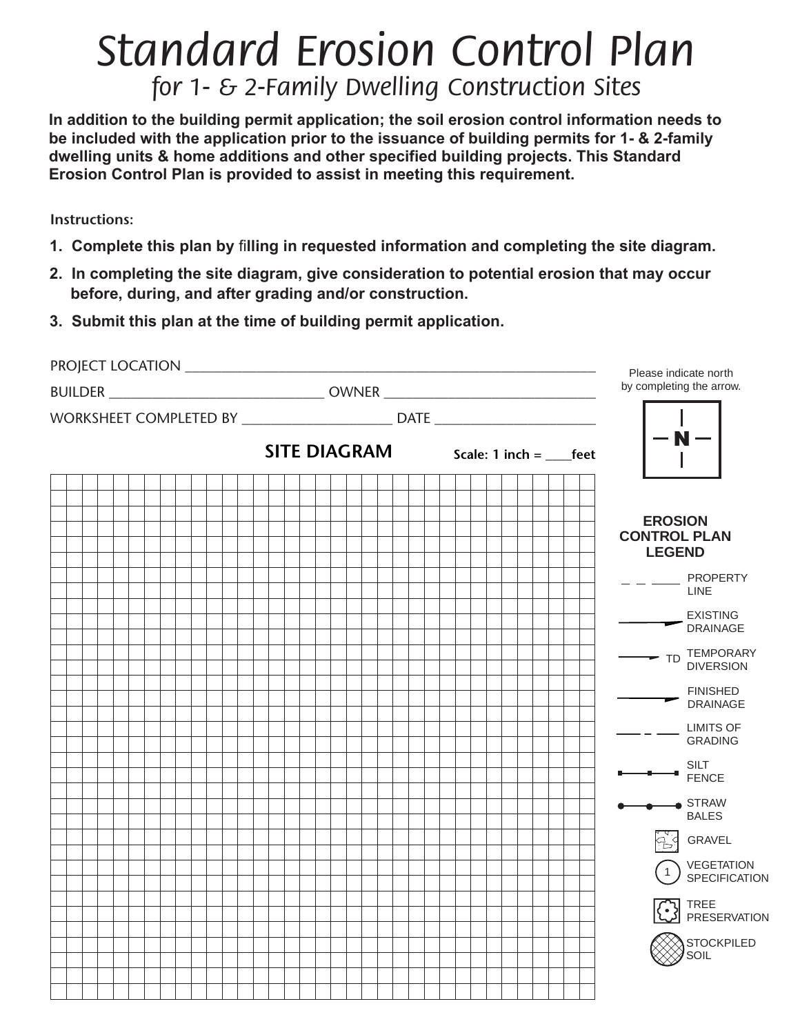# Standard Erosion Control Plan

## for 1- & 2-Family Dwelling Construction Sites

**In addition to the building permit application; the soil erosion control information needs to be included with the application prior to the issuance of building permits for 1- & 2-family dwelling units & home additions and other specified building projects. This Standard Erosion Control Plan is provided to assist in meeting this requirement.**

Instructions:

1. **Complete this plan by filling in requested information and completing the site diagram.**
2. **In completing the site diagram, give consideration to potential erosion that may occur before, during, and after grading and/or construction.**
3. **Submit this plan at the time of building permit application.**

PROJECT LOCATION ____________________________________________________

BUILDER ______________________________ OWNER ______________________________

WORKSHEET COMPLETED BY _____________________ DATE ______________________

Please indicate north by completing the arrow.

N

### SITE DIAGRAM

**Scale: 1 inch = ____feet**

**EROSION CONTROL PLAN LEGEND**

- PROPERTY LINE
- EXISTING DRAINAGE
- TD TEMPORARY DIVERSION
- FINISHED DRAINAGE
- LIMITS OF GRADING
- SILT FENCE
- STRAW BALES
- GRAVEL
- 1 VEGETATION SPECIFICATION
- TREE PRESERVATION
- STOCKPILED SOIL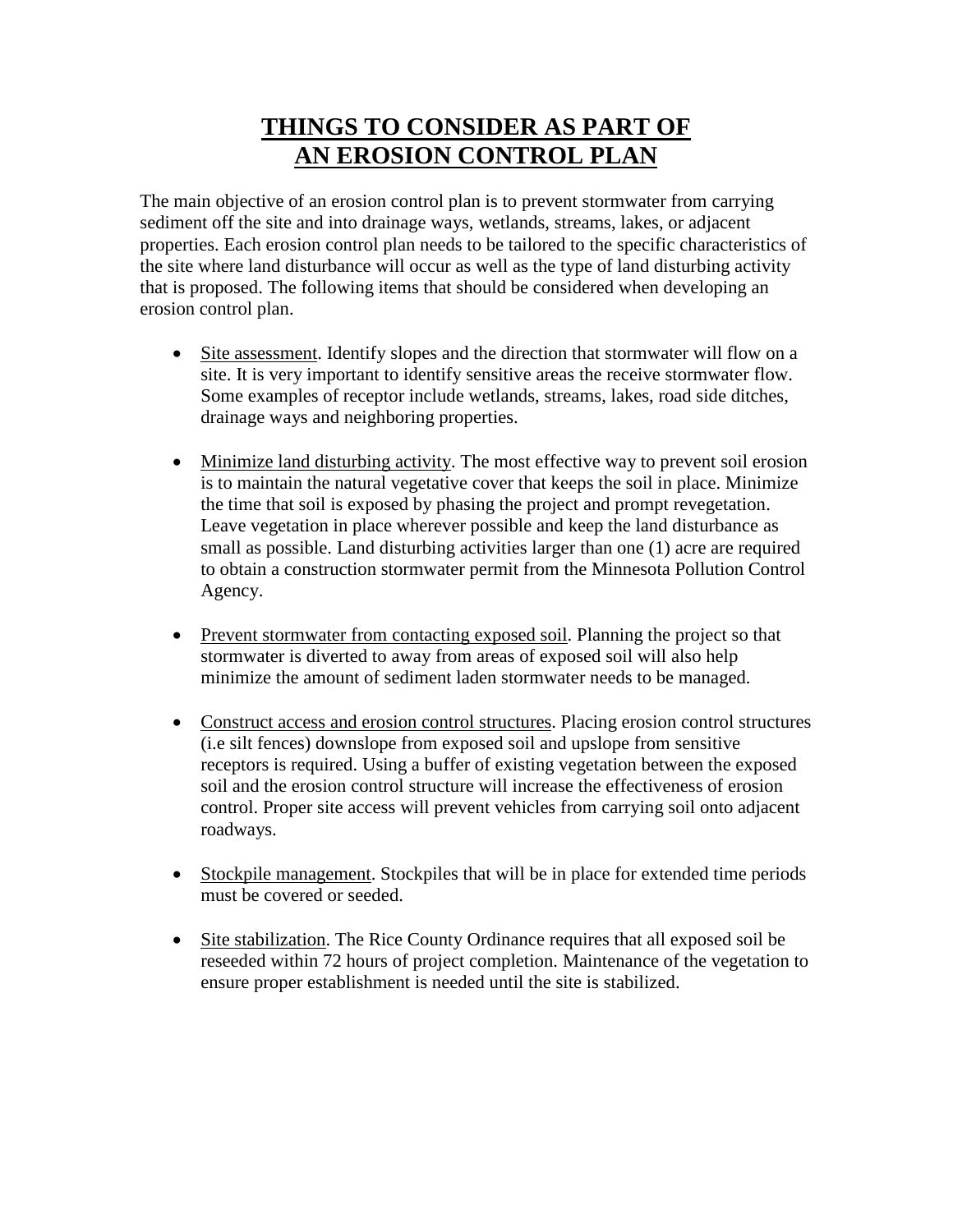# THINGS TO CONSIDER AS PART OF AN EROSION CONTROL PLAN

The main objective of an erosion control plan is to prevent stormwater from carrying sediment off the site and into drainage ways, wetlands, streams, lakes, or adjacent properties. Each erosion control plan needs to be tailored to the specific characteristics of the site where land disturbance will occur as well as the type of land disturbing activity that is proposed. The following items that should be considered when developing an erosion control plan.

- Site assessment. Identify slopes and the direction that stormwater will flow on a site. It is very important to identify sensitive areas the receive stormwater flow. Some examples of receptor include wetlands, streams, lakes, road side ditches, drainage ways and neighboring properties.

- Minimize land disturbing activity. The most effective way to prevent soil erosion is to maintain the natural vegetative cover that keeps the soil in place. Minimize the time that soil is exposed by phasing the project and prompt revegetation. Leave vegetation in place wherever possible and keep the land disturbance as small as possible. Land disturbing activities larger than one (1) acre are required to obtain a construction stormwater permit from the Minnesota Pollution Control Agency.

- Prevent stormwater from contacting exposed soil. Planning the project so that stormwater is diverted to away from areas of exposed soil will also help minimize the amount of sediment laden stormwater needs to be managed.

- Construct access and erosion control structures. Placing erosion control structures (i.e silt fences) downslope from exposed soil and upslope from sensitive receptors is required. Using a buffer of existing vegetation between the exposed soil and the erosion control structure will increase the effectiveness of erosion control. Proper site access will prevent vehicles from carrying soil onto adjacent roadways.

- Stockpile management. Stockpiles that will be in place for extended time periods must be covered or seeded.

- Site stabilization. The Rice County Ordinance requires that all exposed soil be reseeded within 72 hours of project completion. Maintenance of the vegetation to ensure proper establishment is needed until the site is stabilized.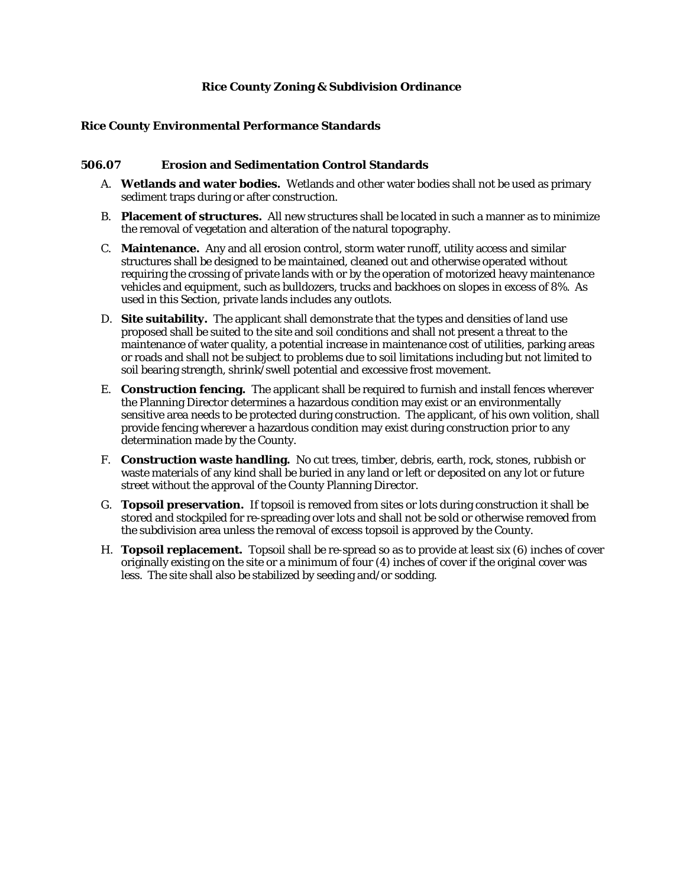**Rice County Zoning & Subdivision Ordinance**

**Rice County Environmental Performance Standards**

### 506.07 Erosion and Sedimentation Control Standards

A. **Wetlands and water bodies.** Wetlands and other water bodies shall not be used as primary sediment traps during or after construction.

B. **Placement of structures.** All new structures shall be located in such a manner as to minimize the removal of vegetation and alteration of the natural topography.

C. **Maintenance.** Any and all erosion control, storm water runoff, utility access and similar structures shall be designed to be maintained, cleaned out and otherwise operated without requiring the crossing of private lands with or by the operation of motorized heavy maintenance vehicles and equipment, such as bulldozers, trucks and backhoes on slopes in excess of 8%. As used in this Section, private lands includes any outlots.

D. **Site suitability.** The applicant shall demonstrate that the types and densities of land use proposed shall be suited to the site and soil conditions and shall not present a threat to the maintenance of water quality, a potential increase in maintenance cost of utilities, parking areas or roads and shall not be subject to problems due to soil limitations including but not limited to soil bearing strength, shrink/swell potential and excessive frost movement.

E. **Construction fencing.** The applicant shall be required to furnish and install fences wherever the Planning Director determines a hazardous condition may exist or an environmentally sensitive area needs to be protected during construction. The applicant, of his own volition, shall provide fencing wherever a hazardous condition may exist during construction prior to any determination made by the County.

F. **Construction waste handling.** No cut trees, timber, debris, earth, rock, stones, rubbish or waste materials of any kind shall be buried in any land or left or deposited on any lot or future street without the approval of the County Planning Director.

G. **Topsoil preservation.** If topsoil is removed from sites or lots during construction it shall be stored and stockpiled for re-spreading over lots and shall not be sold or otherwise removed from the subdivision area unless the removal of excess topsoil is approved by the County.

H. **Topsoil replacement.** Topsoil shall be re-spread so as to provide at least six (6) inches of cover originally existing on the site or a minimum of four (4) inches of cover if the original cover was less. The site shall also be stabilized by seeding and/or sodding.